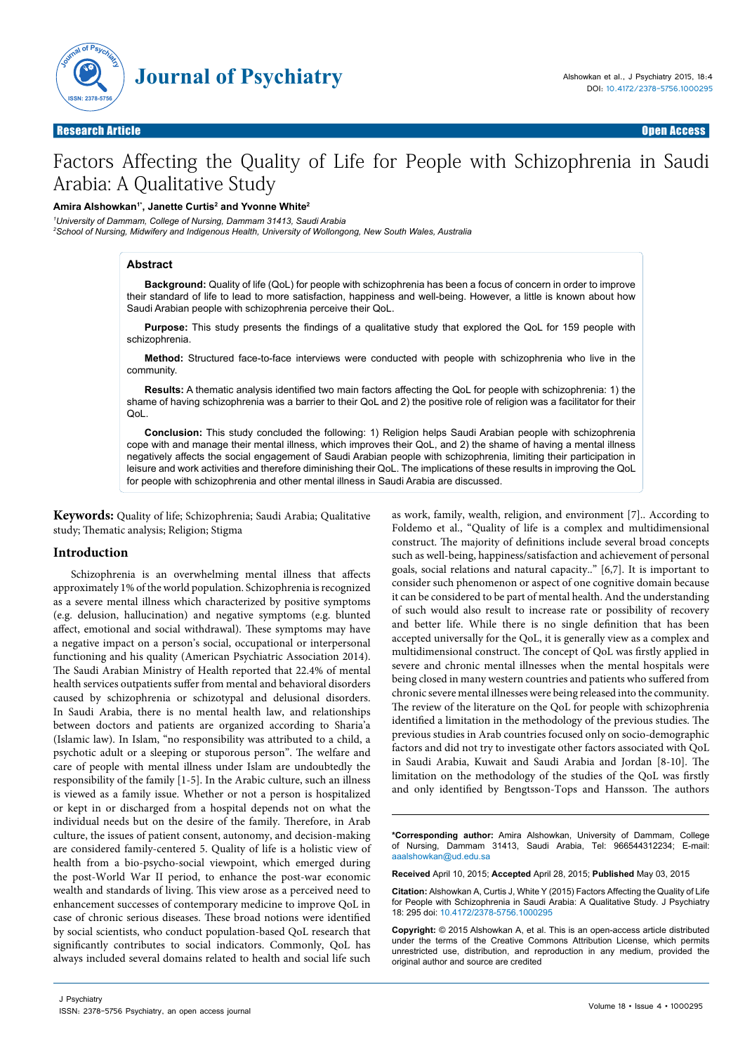Research Article | Open Access

# Factors Affecting the Quality of Life for People with Schizophrenia in Saudi Arabia: A Qualitative Study

**Amira Alshowkan[1*], Janette Curtis[2] and Yvonne White[2]**

*[1]University of Dammam, College of Nursing, Dammam 31413, Saudi Arabia*
*[2]School of Nursing, Midwifery and Indigenous Health, University of Wollongong, New South Wales, Australia*

## Abstract

**Background:** Quality of life (QoL) for people with schizophrenia has been a focus of concern in order to improve their standard of life to lead to more satisfaction, happiness and well-being. However, a little is known about how Saudi Arabian people with schizophrenia perceive their QoL.

**Purpose:** This study presents the findings of a qualitative study that explored the QoL for 159 people with schizophrenia.

**Method:** Structured face-to-face interviews were conducted with people with schizophrenia who live in the community.

**Results:** A thematic analysis identified two main factors affecting the QoL for people with schizophrenia: 1) the shame of having schizophrenia was a barrier to their QoL and 2) the positive role of religion was a facilitator for their QoL.

**Conclusion:** This study concluded the following: 1) Religion helps Saudi Arabian people with schizophrenia cope with and manage their mental illness, which improves their QoL, and 2) the shame of having a mental illness negatively affects the social engagement of Saudi Arabian people with schizophrenia, limiting their participation in leisure and work activities and therefore diminishing their QoL. The implications of these results in improving the QoL for people with schizophrenia and other mental illness in Saudi Arabia are discussed.

**Keywords:** Quality of life; Schizophrenia; Saudi Arabia; Qualitative study; Thematic analysis; Religion; Stigma

## Introduction

Schizophrenia is an overwhelming mental illness that affects approximately 1% of the world population. Schizophrenia is recognized as a severe mental illness which characterized by positive symptoms (e.g. delusion, hallucination) and negative symptoms (e.g. blunted affect, emotional and social withdrawal). These symptoms may have a negative impact on a person's social, occupational or interpersonal functioning and his quality (American Psychiatric Association 2014). The Saudi Arabian Ministry of Health reported that 22.4% of mental health services outpatients suffer from mental and behavioral disorders caused by schizophrenia or schizotypal and delusional disorders. In Saudi Arabia, there is no mental health law, and relationships between doctors and patients are organized according to Sharia'a (Islamic law). In Islam, "no responsibility was attributed to a child, a psychotic adult or a sleeping or stuporous person". The welfare and care of people with mental illness under Islam are undoubtedly the responsibility of the family [1-5]. In the Arabic culture, such an illness is viewed as a family issue. Whether or not a person is hospitalized or kept in or discharged from a hospital depends not on what the individual needs but on the desire of the family. Therefore, in Arab culture, the issues of patient consent, autonomy, and decision-making are considered family-centered 5. Quality of life is a holistic view of health from a bio-psycho-social viewpoint, which emerged during the post-World War II period, to enhance the post-war economic wealth and standards of living. This view arose as a perceived need to enhancement successes of contemporary medicine to improve QoL in case of chronic serious diseases. These broad notions were identified by social scientists, who conduct population-based QoL research that significantly contributes to social indicators. Commonly, QoL has always included several domains related to health and social life such as work, family, wealth, religion, and environment [7].. According to Foldemo et al., "Quality of life is a complex and multidimensional construct. The majority of definitions include several broad concepts such as well-being, happiness/satisfaction and achievement of personal goals, social relations and natural capacity.." [6,7]. It is important to consider such phenomenon or aspect of one cognitive domain because it can be considered to be part of mental health. And the understanding of such would also result to increase rate or possibility of recovery and better life. While there is no single definition that has been accepted universally for the QoL, it is generally view as a complex and multidimensional construct. The concept of QoL was firstly applied in severe and chronic mental illnesses when the mental hospitals were being closed in many western countries and patients who suffered from chronic severe mental illnesses were being released into the community. The review of the literature on the QoL for people with schizophrenia identified a limitation in the methodology of the previous studies. The previous studies in Arab countries focused only on socio-demographic factors and did not try to investigate other factors associated with QoL in Saudi Arabia, Kuwait and Saudi Arabia and Jordan [8-10]. The limitation on the methodology of the studies of the QoL was firstly and only identified by Bengtsson-Tops and Hansson. The authors

**\*Corresponding author:** Amira Alshowkan, University of Dammam, College of Nursing, Dammam 31413, Saudi Arabia, Tel: 966544312234; E-mail: aaalshowkan@ud.edu.sa

**Received** April 10, 2015; **Accepted** April 28, 2015; **Published** May 03, 2015

**Citation:** Alshowkan A, Curtis J, White Y (2015) Factors Affecting the Quality of Life for People with Schizophrenia in Saudi Arabia: A Qualitative Study. J Psychiatry 18: 295 doi: 10.4172/2378-5756.1000295

**Copyright:** © 2015 Alshowkan A, et al. This is an open-access article distributed under the terms of the Creative Commons Attribution License, which permits unrestricted use, distribution, and reproduction in any medium, provided the original author and source are credited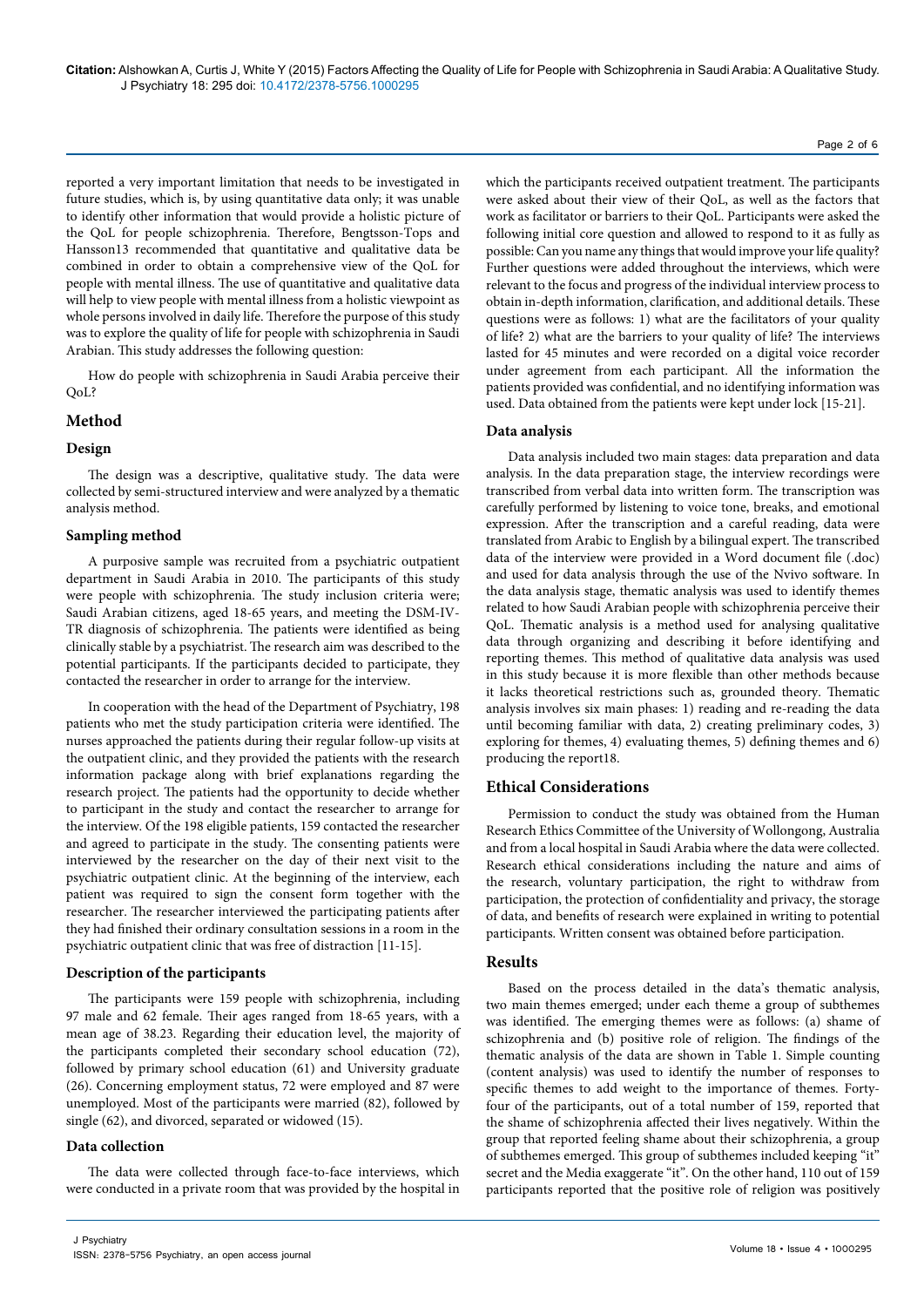reported a very important limitation that needs to be investigated in future studies, which is, by using quantitative data only; it was unable to identify other information that would provide a holistic picture of the QoL for people schizophrenia. Therefore, Bengtsson-Tops and Hansson13 recommended that quantitative and qualitative data be combined in order to obtain a comprehensive view of the QoL for people with mental illness. The use of quantitative and qualitative data will help to view people with mental illness from a holistic viewpoint as whole persons involved in daily life. Therefore the purpose of this study was to explore the quality of life for people with schizophrenia in Saudi Arabian. This study addresses the following question:

How do people with schizophrenia in Saudi Arabia perceive their QoL?

## Method

### Design

The design was a descriptive, qualitative study. The data were collected by semi-structured interview and were analyzed by a thematic analysis method.

### Sampling method

A purposive sample was recruited from a psychiatric outpatient department in Saudi Arabia in 2010. The participants of this study were people with schizophrenia. The study inclusion criteria were; Saudi Arabian citizens, aged 18-65 years, and meeting the DSM-IV-TR diagnosis of schizophrenia. The patients were identified as being clinically stable by a psychiatrist. The research aim was described to the potential participants. If the participants decided to participate, they contacted the researcher in order to arrange for the interview.

In cooperation with the head of the Department of Psychiatry, 198 patients who met the study participation criteria were identified. The nurses approached the patients during their regular follow-up visits at the outpatient clinic, and they provided the patients with the research information package along with brief explanations regarding the research project. The patients had the opportunity to decide whether to participant in the study and contact the researcher to arrange for the interview. Of the 198 eligible patients, 159 contacted the researcher and agreed to participate in the study. The consenting patients were interviewed by the researcher on the day of their next visit to the psychiatric outpatient clinic. At the beginning of the interview, each patient was required to sign the consent form together with the researcher. The researcher interviewed the participating patients after they had finished their ordinary consultation sessions in a room in the psychiatric outpatient clinic that was free of distraction [11-15].

### Description of the participants

The participants were 159 people with schizophrenia, including 97 male and 62 female. Their ages ranged from 18-65 years, with a mean age of 38.23. Regarding their education level, the majority of the participants completed their secondary school education (72), followed by primary school education (61) and University graduate (26). Concerning employment status, 72 were employed and 87 were unemployed. Most of the participants were married (82), followed by single (62), and divorced, separated or widowed (15).

### Data collection

The data were collected through face-to-face interviews, which were conducted in a private room that was provided by the hospital in which the participants received outpatient treatment. The participants were asked about their view of their QoL, as well as the factors that work as facilitator or barriers to their QoL. Participants were asked the following initial core question and allowed to respond to it as fully as possible: Can you name any things that would improve your life quality? Further questions were added throughout the interviews, which were relevant to the focus and progress of the individual interview process to obtain in-depth information, clarification, and additional details. These questions were as follows: 1) what are the facilitators of your quality of life? 2) what are the barriers to your quality of life? The interviews lasted for 45 minutes and were recorded on a digital voice recorder under agreement from each participant. All the information the patients provided was confidential, and no identifying information was used. Data obtained from the patients were kept under lock [15-21].

### Data analysis

Data analysis included two main stages: data preparation and data analysis. In the data preparation stage, the interview recordings were transcribed from verbal data into written form. The transcription was carefully performed by listening to voice tone, breaks, and emotional expression. After the transcription and a careful reading, data were translated from Arabic to English by a bilingual expert. The transcribed data of the interview were provided in a Word document file (.doc) and used for data analysis through the use of the Nvivo software. In the data analysis stage, thematic analysis was used to identify themes related to how Saudi Arabian people with schizophrenia perceive their QoL. Thematic analysis is a method used for analysing qualitative data through organizing and describing it before identifying and reporting themes. This method of qualitative data analysis was used in this study because it is more flexible than other methods because it lacks theoretical restrictions such as, grounded theory. Thematic analysis involves six main phases: 1) reading and re-reading the data until becoming familiar with data, 2) creating preliminary codes, 3) exploring for themes, 4) evaluating themes, 5) defining themes and 6) producing the report18.

## Ethical Considerations

Permission to conduct the study was obtained from the Human Research Ethics Committee of the University of Wollongong, Australia and from a local hospital in Saudi Arabia where the data were collected. Research ethical considerations including the nature and aims of the research, voluntary participation, the right to withdraw from participation, the protection of confidentiality and privacy, the storage of data, and benefits of research were explained in writing to potential participants. Written consent was obtained before participation.

## Results

Based on the process detailed in the data's thematic analysis, two main themes emerged; under each theme a group of subthemes was identified. The emerging themes were as follows: (a) shame of schizophrenia and (b) positive role of religion. The findings of the thematic analysis of the data are shown in Table 1. Simple counting (content analysis) was used to identify the number of responses to specific themes to add weight to the importance of themes. Forty-four of the participants, out of a total number of 159, reported that the shame of schizophrenia affected their lives negatively. Within the group that reported feeling shame about their schizophrenia, a group of subthemes emerged. This group of subthemes included keeping "it" secret and the Media exaggerate "it". On the other hand, 110 out of 159 participants reported that the positive role of religion was positively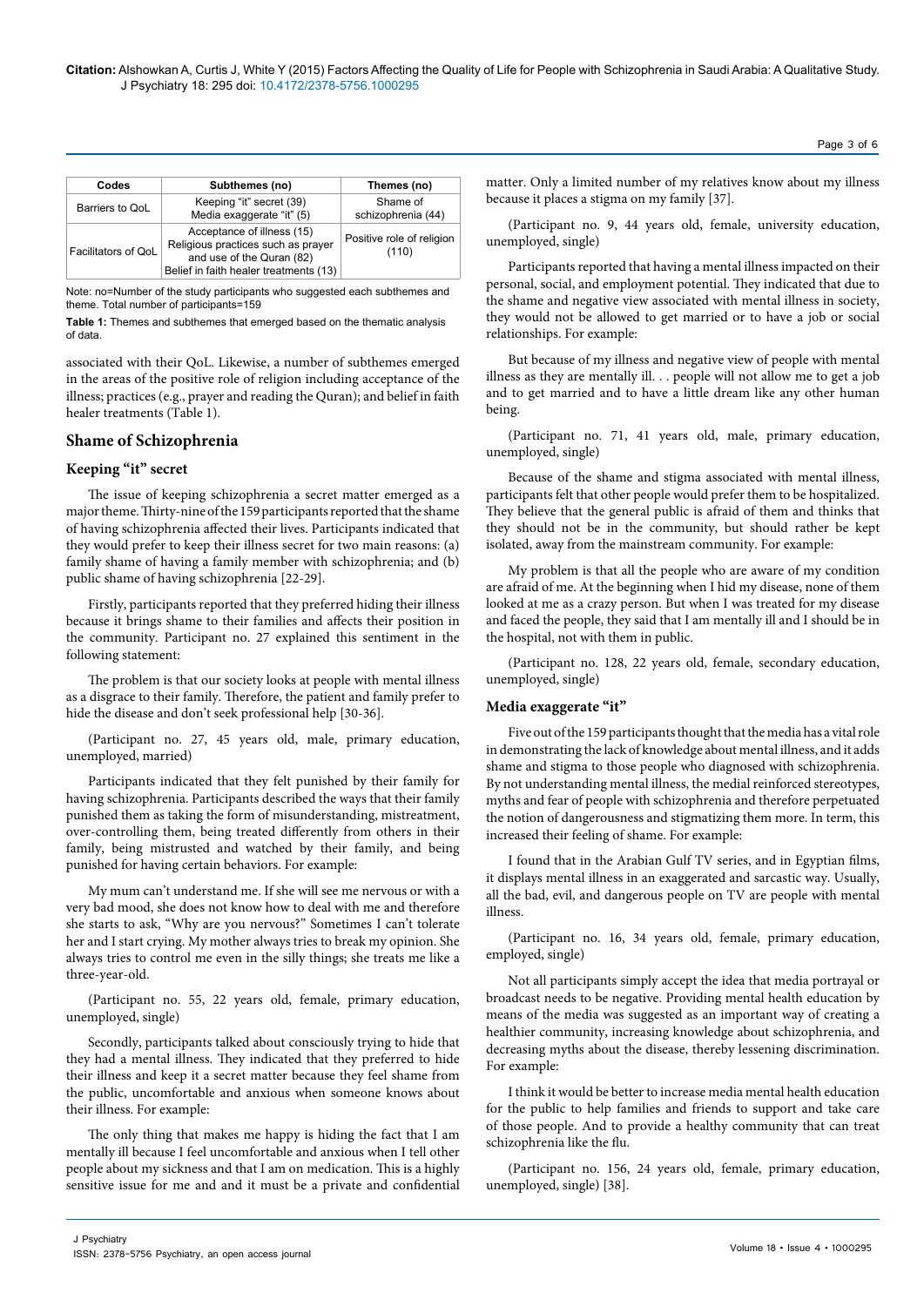| Codes | Subthemes (no) | Themes (no) |
|---|---|---|
| Barriers to QoL | Keeping "it" secret (39)<br>Media exaggerate "it" (5) | Shame of schizophrenia (44) |
| Facilitators of QoL | Acceptance of illness (15)<br>Religious practices such as prayer and use of the Quran (82)<br>Belief in faith healer treatments (13) | Positive role of religion (110) |

Note: no=Number of the study participants who suggested each subthemes and theme. Total number of participants=159

**Table 1:** Themes and subthemes that emerged based on the thematic analysis of data.

associated with their QoL. Likewise, a number of subthemes emerged in the areas of the positive role of religion including acceptance of the illness; practices (e.g., prayer and reading the Quran); and belief in faith healer treatments (Table 1).

## Shame of Schizophrenia

### Keeping "it" secret

The issue of keeping schizophrenia a secret matter emerged as a major theme. Thirty-nine of the 159 participants reported that the shame of having schizophrenia affected their lives. Participants indicated that they would prefer to keep their illness secret for two main reasons: (a) family shame of having a family member with schizophrenia; and (b) public shame of having schizophrenia [22-29].

Firstly, participants reported that they preferred hiding their illness because it brings shame to their families and affects their position in the community. Participant no. 27 explained this sentiment in the following statement:

The problem is that our society looks at people with mental illness as a disgrace to their family. Therefore, the patient and family prefer to hide the disease and don't seek professional help [30-36].

(Participant no. 27, 45 years old, male, primary education, unemployed, married)

Participants indicated that they felt punished by their family for having schizophrenia. Participants described the ways that their family punished them as taking the form of misunderstanding, mistreatment, over-controlling them, being treated differently from others in their family, being mistrusted and watched by their family, and being punished for having certain behaviors. For example:

My mum can't understand me. If she will see me nervous or with a very bad mood, she does not know how to deal with me and therefore she starts to ask, "Why are you nervous?" Sometimes I can't tolerate her and I start crying. My mother always tries to break my opinion. She always tries to control me even in the silly things; she treats me like a three-year-old.

(Participant no. 55, 22 years old, female, primary education, unemployed, single)

Secondly, participants talked about consciously trying to hide that they had a mental illness. They indicated that they preferred to hide their illness and keep it a secret matter because they feel shame from the public, uncomfortable and anxious when someone knows about their illness. For example:

The only thing that makes me happy is hiding the fact that I am mentally ill because I feel uncomfortable and anxious when I tell other people about my sickness and that I am on medication. This is a highly sensitive issue for me and and it must be a private and confidential matter. Only a limited number of my relatives know about my illness because it places a stigma on my family [37].

(Participant no. 9, 44 years old, female, university education, unemployed, single)

Participants reported that having a mental illness impacted on their personal, social, and employment potential. They indicated that due to the shame and negative view associated with mental illness in society, they would not be allowed to get married or to have a job or social relationships. For example:

But because of my illness and negative view of people with mental illness as they are mentally ill. . . people will not allow me to get a job and to get married and to have a little dream like any other human being.

(Participant no. 71, 41 years old, male, primary education, unemployed, single)

Because of the shame and stigma associated with mental illness, participants felt that other people would prefer them to be hospitalized. They believe that the general public is afraid of them and thinks that they should not be in the community, but should rather be kept isolated, away from the mainstream community. For example:

My problem is that all the people who are aware of my condition are afraid of me. At the beginning when I hid my disease, none of them looked at me as a crazy person. But when I was treated for my disease and faced the people, they said that I am mentally ill and I should be in the hospital, not with them in public.

(Participant no. 128, 22 years old, female, secondary education, unemployed, single)

### Media exaggerate "it"

Five out of the 159 participants thought that the media has a vital role in demonstrating the lack of knowledge about mental illness, and it adds shame and stigma to those people who diagnosed with schizophrenia. By not understanding mental illness, the medial reinforced stereotypes, myths and fear of people with schizophrenia and therefore perpetuated the notion of dangerousness and stigmatizing them more. In term, this increased their feeling of shame. For example:

I found that in the Arabian Gulf TV series, and in Egyptian films, it displays mental illness in an exaggerated and sarcastic way. Usually, all the bad, evil, and dangerous people on TV are people with mental illness.

(Participant no. 16, 34 years old, female, primary education, employed, single)

Not all participants simply accept the idea that media portrayal or broadcast needs to be negative. Providing mental health education by means of the media was suggested as an important way of creating a healthier community, increasing knowledge about schizophrenia, and decreasing myths about the disease, thereby lessening discrimination. For example:

I think it would be better to increase media mental health education for the public to help families and friends to support and take care of those people. And to provide a healthy community that can treat schizophrenia like the flu.

(Participant no. 156, 24 years old, female, primary education, unemployed, single) [38].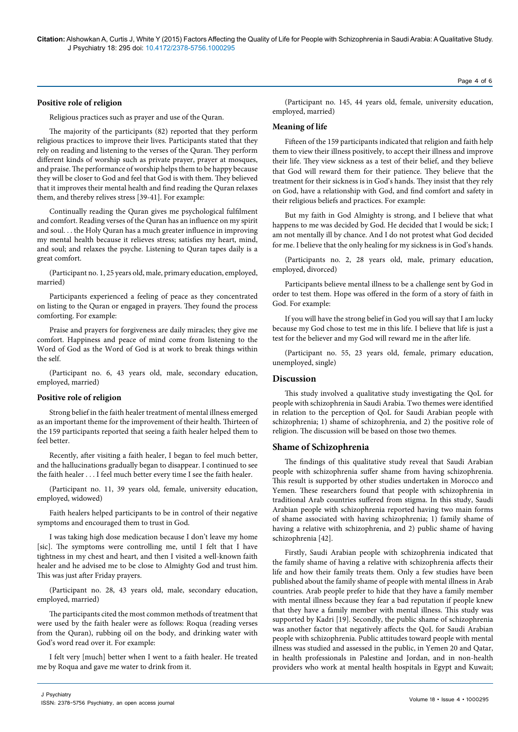**Positive role of religion**

Religious practices such as prayer and use of the Quran.

The majority of the participants (82) reported that they perform religious practices to improve their lives. Participants stated that they rely on reading and listening to the verses of the Quran. They perform different kinds of worship such as private prayer, prayer at mosques, and praise. The performance of worship helps them to be happy because they will be closer to God and feel that God is with them. They believed that it improves their mental health and find reading the Quran relaxes them, and thereby relives stress [39-41]. For example:

Continually reading the Quran gives me psychological fulfilment and comfort. Reading verses of the Quran has an influence on my spirit and soul. . . the Holy Quran has a much greater influence in improving my mental health because it relieves stress; satisfies my heart, mind, and soul; and relaxes the psyche. Listening to Quran tapes daily is a great comfort.

(Participant no. 1, 25 years old, male, primary education, employed, married)

Participants experienced a feeling of peace as they concentrated on listing to the Quran or engaged in prayers. They found the process comforting. For example:

Praise and prayers for forgiveness are daily miracles; they give me comfort. Happiness and peace of mind come from listening to the Word of God as the Word of God is at work to break things within the self.

(Participant no. 6, 43 years old, male, secondary education, employed, married)

**Positive role of religion**

Strong belief in the faith healer treatment of mental illness emerged as an important theme for the improvement of their health. Thirteen of the 159 participants reported that seeing a faith healer helped them to feel better.

Recently, after visiting a faith healer, I began to feel much better, and the hallucinations gradually began to disappear. I continued to see the faith healer . . . I feel much better every time I see the faith healer.

(Participant no. 11, 39 years old, female, university education, employed, widowed)

Faith healers helped participants to be in control of their negative symptoms and encouraged them to trust in God.

I was taking high dose medication because I don't leave my home [sic]. The symptoms were controlling me, until I felt that I have tightness in my chest and heart, and then I visited a well-known faith healer and he advised me to be close to Almighty God and trust him. This was just after Friday prayers.

(Participant no. 28, 43 years old, male, secondary education, employed, married)

The participants cited the most common methods of treatment that were used by the faith healer were as follows: Roqua (reading verses from the Quran), rubbing oil on the body, and drinking water with God's word read over it. For example:

I felt very [much] better when I went to a faith healer. He treated me by Roqua and gave me water to drink from it.

(Participant no. 145, 44 years old, female, university education, employed, married)

**Meaning of life**

Fifteen of the 159 participants indicated that religion and faith help them to view their illness positively, to accept their illness and improve their life. They view sickness as a test of their belief, and they believe that God will reward them for their patience. They believe that the treatment for their sickness is in God's hands. They insist that they rely on God, have a relationship with God, and find comfort and safety in their religious beliefs and practices. For example:

But my faith in God Almighty is strong, and I believe that what happens to me was decided by God. He decided that I would be sick; I am not mentally ill by chance. And I do not protest what God decided for me. I believe that the only healing for my sickness is in God's hands.

(Participants no. 2, 28 years old, male, primary education, employed, divorced)

Participants believe mental illness to be a challenge sent by God in order to test them. Hope was offered in the form of a story of faith in God. For example:

If you will have the strong belief in God you will say that I am lucky because my God chose to test me in this life. I believe that life is just a test for the believer and my God will reward me in the after life.

(Participant no. 55, 23 years old, female, primary education, unemployed, single)

## Discussion

This study involved a qualitative study investigating the QoL for people with schizophrenia in Saudi Arabia. Two themes were identified in relation to the perception of QoL for Saudi Arabian people with schizophrenia; 1) shame of schizophrenia, and 2) the positive role of religion. The discussion will be based on those two themes.

## Shame of Schizophrenia

The findings of this qualitative study reveal that Saudi Arabian people with schizophrenia suffer shame from having schizophrenia. This result is supported by other studies undertaken in Morocco and Yemen. These researchers found that people with schizophrenia in traditional Arab countries suffered from stigma. In this study, Saudi Arabian people with schizophrenia reported having two main forms of shame associated with having schizophrenia; 1) family shame of having a relative with schizophrenia, and 2) public shame of having schizophrenia [42].

Firstly, Saudi Arabian people with schizophrenia indicated that the family shame of having a relative with schizophrenia affects their life and how their family treats them. Only a few studies have been published about the family shame of people with mental illness in Arab countries. Arab people prefer to hide that they have a family member with mental illness because they fear a bad reputation if people knew that they have a family member with mental illness. This study was supported by Kadri [19]. Secondly, the public shame of schizophrenia was another factor that negatively affects the QoL for Saudi Arabian people with schizophrenia. Public attitudes toward people with mental illness was studied and assessed in the public, in Yemen 20 and Qatar, in health professionals in Palestine and Jordan, and in non-health providers who work at mental health hospitals in Egypt and Kuwait;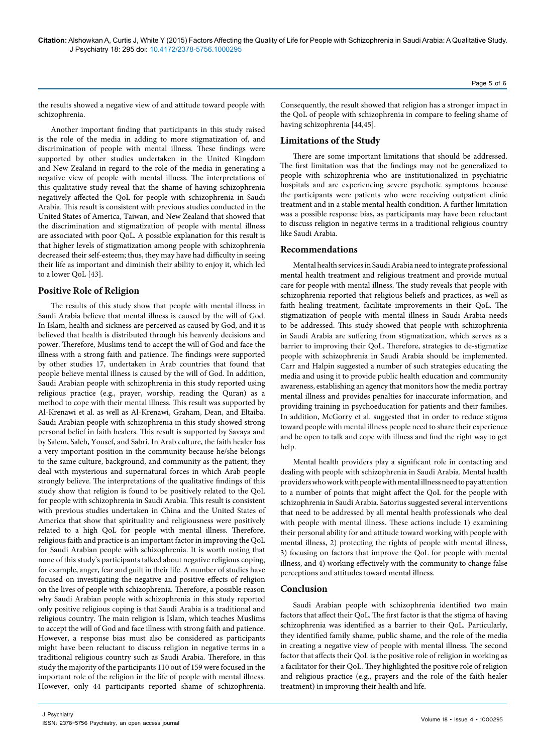the results showed a negative view of and attitude toward people with schizophrenia.

Another important finding that participants in this study raised is the role of the media in adding to more stigmatization of, and discrimination of people with mental illness. These findings were supported by other studies undertaken in the United Kingdom and New Zealand in regard to the role of the media in generating a negative view of people with mental illness. The interpretations of this qualitative study reveal that the shame of having schizophrenia negatively affected the QoL for people with schizophrenia in Saudi Arabia. This result is consistent with previous studies conducted in the United States of America, Taiwan, and New Zealand that showed that the discrimination and stigmatization of people with mental illness are associated with poor QoL. A possible explanation for this result is that higher levels of stigmatization among people with schizophrenia decreased their self-esteem; thus, they may have had difficulty in seeing their life as important and diminish their ability to enjoy it, which led to a lower QoL [43].

## Positive Role of Religion

The results of this study show that people with mental illness in Saudi Arabia believe that mental illness is caused by the will of God. In Islam, health and sickness are perceived as caused by God, and it is believed that health is distributed through his heavenly decisions and power. Therefore, Muslims tend to accept the will of God and face the illness with a strong faith and patience. The findings were supported by other studies 17, undertaken in Arab countries that found that people believe mental illness is caused by the will of God. In addition, Saudi Arabian people with schizophrenia in this study reported using religious practice (e.g., prayer, worship, reading the Quran) as a method to cope with their mental illness. This result was supported by Al-Krenawi et al. as well as Al-Krenawi, Graham, Dean, and Eltaiba. Saudi Arabian people with schizophrenia in this study showed strong personal belief in faith healers. This result is supported by Savaya and by Salem, Saleh, Yousef, and Sabri. In Arab culture, the faith healer has a very important position in the community because he/she belongs to the same culture, background, and community as the patient; they deal with mysterious and supernatural forces in which Arab people strongly believe. The interpretations of the qualitative findings of this study show that religion is found to be positively related to the QoL for people with schizophrenia in Saudi Arabia. This result is consistent with previous studies undertaken in China and the United States of America that show that spirituality and religiousness were positively related to a high QoL for people with mental illness. Therefore, religious faith and practice is an important factor in improving the QoL for Saudi Arabian people with schizophrenia. It is worth noting that none of this study's participants talked about negative religious coping, for example, anger, fear and guilt in their life. A number of studies have focused on investigating the negative and positive effects of religion on the lives of people with schizophrenia. Therefore, a possible reason why Saudi Arabian people with schizophrenia in this study reported only positive religious coping is that Saudi Arabia is a traditional and religious country. The main religion is Islam, which teaches Muslims to accept the will of God and face illness with strong faith and patience. However, a response bias must also be considered as participants might have been reluctant to discuss religion in negative terms in a traditional religious country such as Saudi Arabia. Therefore, in this study the majority of the participants 110 out of 159 were focused in the important role of the religion in the life of people with mental illness. However, only 44 participants reported shame of schizophrenia. Consequently, the result showed that religion has a stronger impact in the QoL of people with schizophrenia in compare to feeling shame of having schizophrenia [44,45].

## Limitations of the Study

There are some important limitations that should be addressed. The first limitation was that the findings may not be generalized to people with schizophrenia who are institutionalized in psychiatric hospitals and are experiencing severe psychotic symptoms because the participants were patients who were receiving outpatient clinic treatment and in a stable mental health condition. A further limitation was a possible response bias, as participants may have been reluctant to discuss religion in negative terms in a traditional religious country like Saudi Arabia.

## Recommendations

Mental health services in Saudi Arabia need to integrate professional mental health treatment and religious treatment and provide mutual care for people with mental illness. The study reveals that people with schizophrenia reported that religious beliefs and practices, as well as faith healing treatment, facilitate improvements in their QoL. The stigmatization of people with mental illness in Saudi Arabia needs to be addressed. This study showed that people with schizophrenia in Saudi Arabia are suffering from stigmatization, which serves as a barrier to improving their QoL. Therefore, strategies to de-stigmatize people with schizophrenia in Saudi Arabia should be implemented. Carr and Halpin suggested a number of such strategies educating the media and using it to provide public health education and community awareness, establishing an agency that monitors how the media portray mental illness and provides penalties for inaccurate information, and providing training in psychoeducation for patients and their families. In addition, McGorry et al. suggested that in order to reduce stigma toward people with mental illness people need to share their experience and be open to talk and cope with illness and find the right way to get help.

Mental health providers play a significant role in contacting and dealing with people with schizophrenia in Saudi Arabia. Mental health providers who work with people with mental illness need to pay attention to a number of points that might affect the QoL for the people with schizophrenia in Saudi Arabia. Satorius suggested several interventions that need to be addressed by all mental health professionals who deal with people with mental illness. These actions include 1) examining their personal ability for and attitude toward working with people with mental illness, 2) protecting the rights of people with mental illness, 3) focusing on factors that improve the QoL for people with mental illness, and 4) working effectively with the community to change false perceptions and attitudes toward mental illness.

## Conclusion

Saudi Arabian people with schizophrenia identified two main factors that affect their QoL. The first factor is that the stigma of having schizophrenia was identified as a barrier to their QoL. Particularly, they identified family shame, public shame, and the role of the media in creating a negative view of people with mental illness. The second factor that affects their QoL is the positive role of religion in working as a facilitator for their QoL. They highlighted the positive role of religion and religious practice (e.g., prayers and the role of the faith healer treatment) in improving their health and life.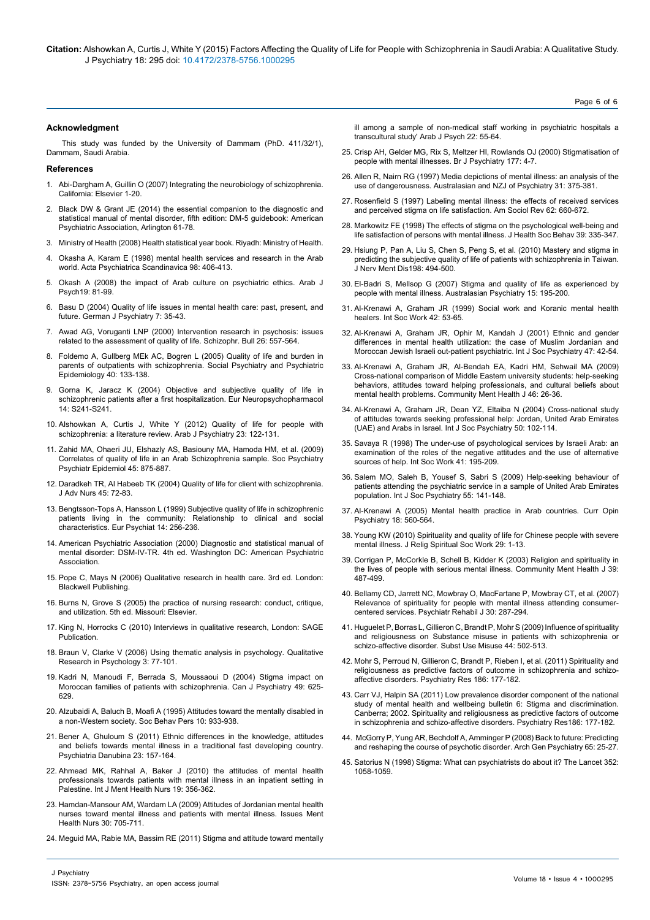## Acknowledgment

This study was funded by the University of Dammam (PhD. 411/32/1), Dammam, Saudi Arabia.

## References

1. Abi-Dargham A, Guillin O (2007) Integrating the neurobiology of schizophrenia. California: Elsevier 1-20.
2. Black DW & Grant JE (2014) the essential companion to the diagnostic and statistical manual of mental disorder, fifth edition: DM-5 guidebook: American Psychiatric Association, Arlington 61-78.
3. Ministry of Health (2008) Health statistical year book. Riyadh: Ministry of Health.
4. Okasha A, Karam E (1998) mental health services and research in the Arab world. Acta Psychiatrica Scandinavica 98: 406-413.
5. Okash A (2008) the impact of Arab culture on psychiatric ethics. Arab J Psych19: 81-99.
6. Basu D (2004) Quality of life issues in mental health care: past, present, and future. German J Psychiatry 7: 35-43.
7. Awad AG, Voruganti LNP (2000) Intervention research in psychosis: issues related to the assessment of quality of life. Schizophr. Bull 26: 557-564.
8. Foldemo A, Gullberg MEk AC, Bogren L (2005) Quality of life and burden in parents of outpatients with schizophrenia. Social Psychiatry and Psychiatric Epidemiology 40: 133-138.
9. Gorna K, Jaracz K (2004) Objective and subjective quality of life in schizophrenic patients after a first hospitalization. Eur Neuropsychopharmacol 14: S241-S241.
10. Alshowkan A, Curtis J, White Y (2012) Quality of life for people with schizophrenia: a literature review. Arab J Psychiatry 23: 122-131.
11. Zahid MA, Ohaeri JU, Elshazly AS, Basiouny MA, Hamoda HM, et al. (2009) Correlates of quality of life in an Arab Schizophrenia sample. Soc Psychiatry Psychiatr Epidemiol 45: 875-887.
12. Daradkeh TR, Al Habeeb TK (2004) Quality of life for client with schizophrenia. J Adv Nurs 45: 72-83.
13. Bengtsson-Tops A, Hansson L (1999) Subjective quality of life in schizophrenic patients living in the community: Relationship to clinical and social characteristics. Eur Psychiat 14: 256-236.
14. American Psychiatric Association (2000) Diagnostic and statistical manual of mental disorder: DSM-IV-TR. 4th ed. Washington DC: American Psychiatric Association.
15. Pope C, Mays N (2006) Qualitative research in health care. 3rd ed. London: Blackwell Publishing.
16. Burns N, Grove S (2005) the practice of nursing research: conduct, critique, and utilization. 5th ed. Missouri: Elsevier.
17. King N, Horrocks C (2010) Interviews in qualitative research, London: SAGE Publication.
18. Braun V, Clarke V (2006) Using thematic analysis in psychology. Qualitative Research in Psychology 3: 77-101.
19. Kadri N, Manoudi F, Berrada S, Moussaoui D (2004) Stigma impact on Moroccan families of patients with schizophrenia. Can J Psychiatry 49: 625-629.
20. Alzubaidi A, Baluch B, Moafi A (1995) Attitudes toward the mentally disabled in a non-Western society. Soc Behav Pers 10: 933-938.
21. Bener A, Ghuloum S (2011) Ethnic differences in the knowledge, attitudes and beliefs towards mental illness in a traditional fast developing country. Psychiatria Danubina 23: 157-164.
22. Ahmead MK, Rahhal A, Baker J (2010) the attitudes of mental health professionals towards patients with mental illness in an inpatient setting in Palestine. Int J Ment Health Nurs 19: 356-362.
23. Hamdan-Mansour AM, Wardam LA (2009) Attitudes of Jordanian mental health nurses toward mental illness and patients with mental illness. Issues Ment Health Nurs 30: 705-711.
24. Meguid MA, Rabie MA, Bassim RE (2011) Stigma and attitude toward mentally ill among a sample of non-medical staff working in psychiatric hospitals a transcultural study' Arab J Psych 22: 55-64.
25. Crisp AH, Gelder MG, Rix S, Meltzer HI, Rowlands OJ (2000) Stigmatisation of people with mental illnesses. Br J Psychiatry 177: 4-7.
26. Allen R, Nairn RG (1997) Media depictions of mental illness: an analysis of the use of dangerousness. Australasian and NZJ of Psychiatry 31: 375-381.
27. Rosenfield S (1997) Labeling mental illness: the effects of received services and perceived stigma on life satisfaction. Am Sociol Rev 62: 660-672.
28. Markowitz FE (1998) The effects of stigma on the psychological well-being and life satisfaction of persons with mental illness. J Health Soc Behav 39: 335-347.
29. Hsiung P, Pan A, Liu S, Chen S, Peng S, et al. (2010) Mastery and stigma in predicting the subjective quality of life of patients with schizophrenia in Taiwan. J Nerv Ment Dis198: 494-500.
30. El-Badri S, Mellsop G (2007) Stigma and quality of life as experienced by people with mental illness. Australasian Psychiatry 15: 195-200.
31. Al-Krenawi A, Graham JR (1999) Social work and Koranic mental health healers. Int Soc Work 42: 53-65.
32. Al-Krenawi A, Graham JR, Ophir M, Kandah J (2001) Ethnic and gender differences in mental health utilization: the case of Muslim Jordanian and Moroccan Jewish Israeli out-patient psychiatric. Int J Soc Psychiatry 47: 42-54.
33. Al-Krenawi A, Graham JR, Al-Bendah EA, Kadri HM, Sehwail MA (2009) Cross-national comparison of Middle Eastern university students: help-seeking behaviors, attitudes toward helping professionals, and cultural beliefs about mental health problems. Community Ment Health J 46: 26-36.
34. Al-Krenawi A, Graham JR, Dean YZ, Eltaiba N (2004) Cross-national study of attitudes towards seeking professional help: Jordan, United Arab Emirates (UAE) and Arabs in Israel. Int J Soc Psychiatry 50: 102-114.
35. Savaya R (1998) The under-use of psychological services by Israeli Arab: an examination of the roles of the negative attitudes and the use of alternative sources of help. Int Soc Work 41: 195-209.
36. Salem MO, Saleh B, Yousef S, Sabri S (2009) Help-seeking behaviour of patients attending the psychiatric service in a sample of United Arab Emirates population. Int J Soc Psychiatry 55: 141-148.
37. Al-Krenawi A (2005) Mental health practice in Arab countries. Curr Opin Psychiatry 18: 560-564.
38. Young KW (2010) Spirituality and quality of life for Chinese people with severe mental illness. J Relig Spiritual Soc Work 29: 1-13.
39. Corrigan P, McCorkle B, Schell B, Kidder K (2003) Religion and spirituality in the lives of people with serious mental illness. Community Ment Health J 39: 487-499.
40. Bellamy CD, Jarrett NC, Mowbray O, MacFartane P, Mowbray CT, et al. (2007) Relevance of spirituality for people with mental illness attending consumer-centered services. Psychiatr Rehabil J 30: 287-294.
41. Huguelet P, Borras L, Gillieron C, Brandt P, Mohr S (2009) Influence of spirituality and religiousness on Substance misuse in patients with schizophrenia or schizo-affective disorder. Subst Use Misuse 44: 502-513.
42. Mohr S, Perroud N, Gillieron C, Brandt P, Rieben I, et al. (2011) Spirituality and religiousness as predictive factors of outcome in schizophrenia and schizo-affective disorders. Psychiatry Res 186: 177-182.
43. Carr VJ, Halpin SA (2011) Low prevalence disorder component of the national study of mental health and wellbeing bulletin 6: Stigma and discrimination. Canberra; 2002. Spirituality and religiousness as predictive factors of outcome in schizophrenia and schizo-affective disorders. Psychiatry Res186: 177-182.
44. McGorry P, Yung AR, Bechdolf A, Amminger P (2008) Back to future: Predicting and reshaping the course of psychotic disorder. Arch Gen Psychiatry 65: 25-27.
45. Satorius N (1998) Stigma: What can psychiatrists do about it? The Lancet 352: 1058-1059.